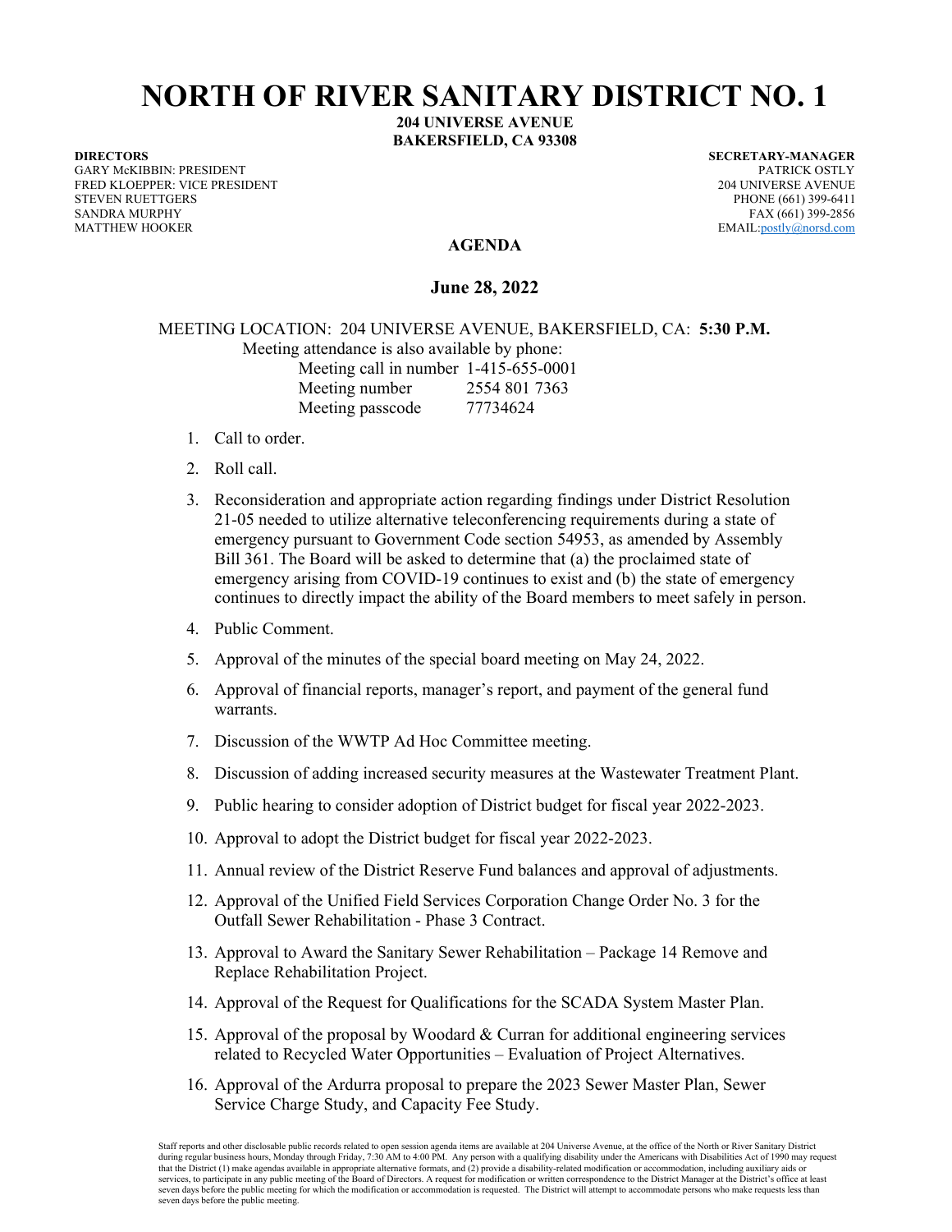# NORTH OF RIVER SANITARY DISTRICT NO. 1

**204 UNIVERSE AVENUE**
**BAKERSFIELD, CA 93308**

**DIRECTORS**
GARY McKIBBIN: PRESIDENT
FRED KLOEPPER: VICE PRESIDENT
STEVEN RUETTGERS
SANDRA MURPHY
MATTHEW HOOKER

**SECRETARY-MANAGER**
PATRICK OSTLY
204 UNIVERSE AVENUE
PHONE (661) 399-6411
FAX (661) 399-2856
EMAIL:postly@norsd.com

## AGENDA

## June 28, 2022

MEETING LOCATION: 204 UNIVERSE AVENUE, BAKERSFIELD, CA: **5:30 P.M.**

Meeting attendance is also available by phone:

Meeting call in number 1-415-655-0001
Meeting number 2554 801 7363
Meeting passcode 77734624

1. Call to order.
2. Roll call.
3. Reconsideration and appropriate action regarding findings under District Resolution 21-05 needed to utilize alternative teleconferencing requirements during a state of emergency pursuant to Government Code section 54953, as amended by Assembly Bill 361. The Board will be asked to determine that (a) the proclaimed state of emergency arising from COVID-19 continues to exist and (b) the state of emergency continues to directly impact the ability of the Board members to meet safely in person.
4. Public Comment.
5. Approval of the minutes of the special board meeting on May 24, 2022.
6. Approval of financial reports, manager's report, and payment of the general fund warrants.
7. Discussion of the WWTP Ad Hoc Committee meeting.
8. Discussion of adding increased security measures at the Wastewater Treatment Plant.
9. Public hearing to consider adoption of District budget for fiscal year 2022-2023.
10. Approval to adopt the District budget for fiscal year 2022-2023.
11. Annual review of the District Reserve Fund balances and approval of adjustments.
12. Approval of the Unified Field Services Corporation Change Order No. 3 for the Outfall Sewer Rehabilitation - Phase 3 Contract.
13. Approval to Award the Sanitary Sewer Rehabilitation – Package 14 Remove and Replace Rehabilitation Project.
14. Approval of the Request for Qualifications for the SCADA System Master Plan.
15. Approval of the proposal by Woodard & Curran for additional engineering services related to Recycled Water Opportunities – Evaluation of Project Alternatives.
16. Approval of the Ardurra proposal to prepare the 2023 Sewer Master Plan, Sewer Service Charge Study, and Capacity Fee Study.

Staff reports and other disclosable public records related to open session agenda items are available at 204 Universe Avenue, at the office of the North or River Sanitary District during regular business hours, Monday through Friday, 7:30 AM to 4:00 PM. Any person with a qualifying disability under the Americans with Disabilities Act of 1990 may request that the District (1) make agendas available in appropriate alternative formats, and (2) provide a disability-related modification or accommodation, including auxiliary aids or services, to participate in any public meeting of the Board of Directors. A request for modification or written correspondence to the District Manager at the District's office at least seven days before the public meeting for which the modification or accommodation is requested. The District will attempt to accommodate persons who make requests less than seven days before the public meeting.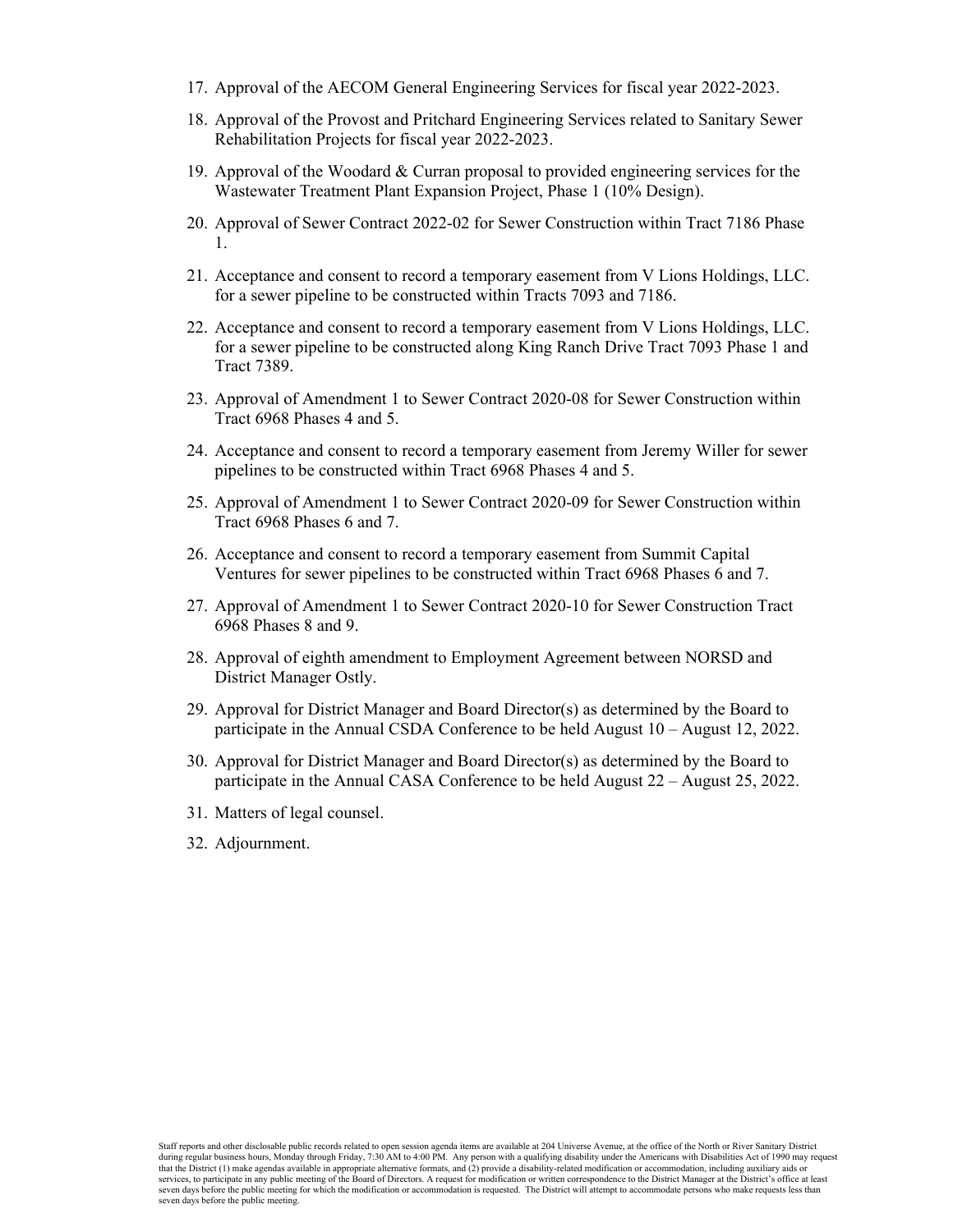17. Approval of the AECOM General Engineering Services for fiscal year 2022-2023.

18. Approval of the Provost and Pritchard Engineering Services related to Sanitary Sewer Rehabilitation Projects for fiscal year 2022-2023.

19. Approval of the Woodard & Curran proposal to provided engineering services for the Wastewater Treatment Plant Expansion Project, Phase 1 (10% Design).

20. Approval of Sewer Contract 2022-02 for Sewer Construction within Tract 7186 Phase 1.

21. Acceptance and consent to record a temporary easement from V Lions Holdings, LLC. for a sewer pipeline to be constructed within Tracts 7093 and 7186.

22. Acceptance and consent to record a temporary easement from V Lions Holdings, LLC. for a sewer pipeline to be constructed along King Ranch Drive Tract 7093 Phase 1 and Tract 7389.

23. Approval of Amendment 1 to Sewer Contract 2020-08 for Sewer Construction within Tract 6968 Phases 4 and 5.

24. Acceptance and consent to record a temporary easement from Jeremy Willer for sewer pipelines to be constructed within Tract 6968 Phases 4 and 5.

25. Approval of Amendment 1 to Sewer Contract 2020-09 for Sewer Construction within Tract 6968 Phases 6 and 7.

26. Acceptance and consent to record a temporary easement from Summit Capital Ventures for sewer pipelines to be constructed within Tract 6968 Phases 6 and 7.

27. Approval of Amendment 1 to Sewer Contract 2020-10 for Sewer Construction Tract 6968 Phases 8 and 9.

28. Approval of eighth amendment to Employment Agreement between NORSD and District Manager Ostly.

29. Approval for District Manager and Board Director(s) as determined by the Board to participate in the Annual CSDA Conference to be held August 10 – August 12, 2022.

30. Approval for District Manager and Board Director(s) as determined by the Board to participate in the Annual CASA Conference to be held August 22 – August 25, 2022.

31. Matters of legal counsel.

32. Adjournment.

Staff reports and other disclosable public records related to open session agenda items are available at 204 Universe Avenue, at the office of the North or River Sanitary District during regular business hours, Monday through Friday, 7:30 AM to 4:00 PM. Any person with a qualifying disability under the Americans with Disabilities Act of 1990 may request that the District (1) make agendas available in appropriate alternative formats, and (2) provide a disability-related modification or accommodation, including auxiliary aids or services, to participate in any public meeting of the Board of Directors. A request for modification or written correspondence to the District Manager at the District's office at least seven days before the public meeting for which the modification or accommodation is requested. The District will attempt to accommodate persons who make requests less than seven days before the public meeting.